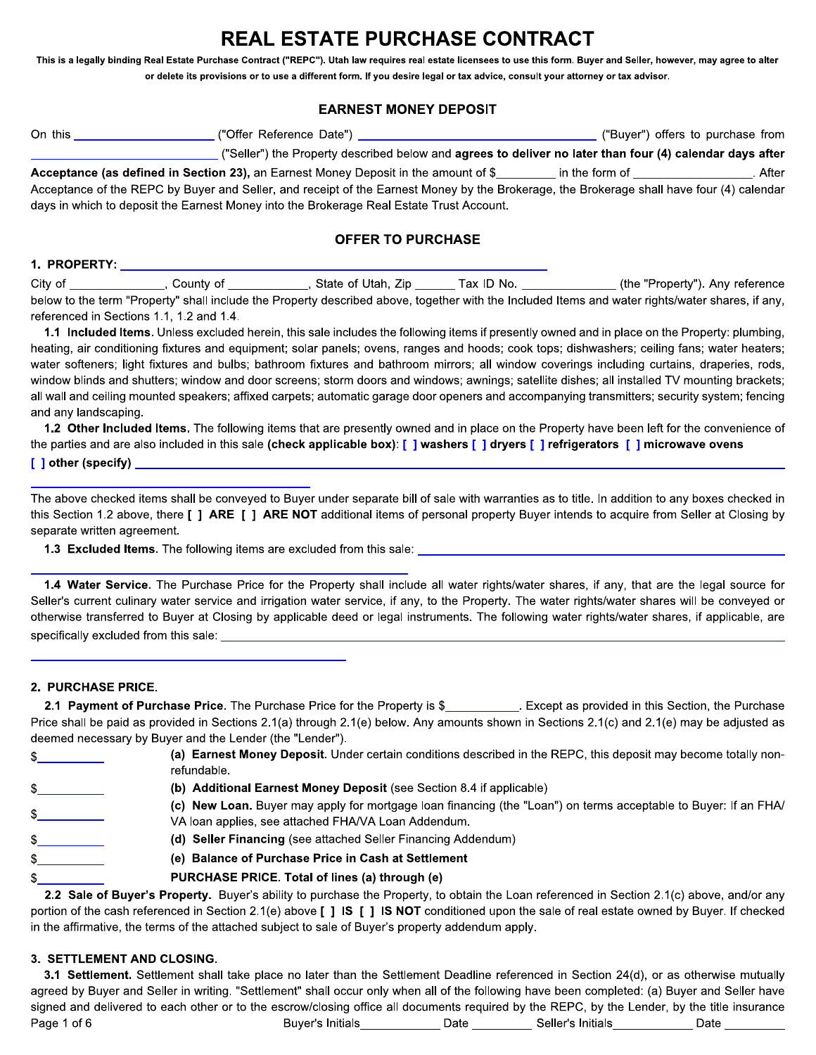# REAL ESTATE PURCHASE CONTRACT

**This is a legally binding Real Estate Purchase Contract ("REPC"). Utah law requires real estate licensees to use this form. Buyer and Seller, however, may agree to alter or delete its provisions or to use a different form. If you desire legal or tax advice, consult your attorney or tax advisor.**

## EARNEST MONEY DEPOSIT

On this ____________________ ("Offer Reference Date") ________________________________ ("Buyer") offers to purchase from ____________________________ ("Seller") the Property described below and **agrees to deliver no later than four (4) calendar days after Acceptance (as defined in Section 23),** an Earnest Money Deposit in the amount of $_________ in the form of _________________. After Acceptance of the REPC by Buyer and Seller, and receipt of the Earnest Money by the Brokerage, the Brokerage shall have four (4) calendar days in which to deposit the Earnest Money into the Brokerage Real Estate Trust Account.

## OFFER TO PURCHASE

**1. PROPERTY:** ____________________________________________________________

City of ______________, County of ____________, State of Utah, Zip ______ Tax ID No. ______________ (the "Property"). Any reference below to the term "Property" shall include the Property described above, together with the Included Items and water rights/water shares, if any, referenced in Sections 1.1, 1.2 and 1.4.

**1.1 Included Items.** Unless excluded herein, this sale includes the following items if presently owned and in place on the Property: plumbing, heating, air conditioning fixtures and equipment; solar panels; ovens, ranges and hoods; cook tops; dishwashers; ceiling fans; water heaters; water softeners; light fixtures and bulbs; bathroom fixtures and bathroom mirrors; all window coverings including curtains, draperies, rods, window blinds and shutters; window and door screens; storm doors and windows; awnings; satellite dishes; all installed TV mounting brackets; all wall and ceiling mounted speakers; affixed carpets; automatic garage door openers and accompanying transmitters; security system; fencing and any landscaping.

**1.2 Other Included Items.** The following items that are presently owned and in place on the Property have been left for the convenience of the parties and are also included in this sale **(check applicable box)**: **[ ] washers [ ] dryers [ ] refrigerators [ ] microwave ovens [ ] other (specify)** ____________________________________________________________

The above checked items shall be conveyed to Buyer under separate bill of sale with warranties as to title. In addition to any boxes checked in this Section 1.2 above, there **[ ] ARE [ ] ARE NOT** additional items of personal property Buyer intends to acquire from Seller at Closing by separate written agreement.

**1.3 Excluded Items.** The following items are excluded from this sale: ____________________________________________________________

**1.4 Water Service.** The Purchase Price for the Property shall include all water rights/water shares, if any, that are the legal source for Seller's current culinary water service and irrigation water service, if any, to the Property. The water rights/water shares will be conveyed or otherwise transferred to Buyer at Closing by applicable deed or legal instruments. The following water rights/water shares, if applicable, are specifically excluded from this sale: ____________________________________________________________

**2. PURCHASE PRICE.**

**2.1 Payment of Purchase Price.** The Purchase Price for the Property is $___________. Except as provided in this Section, the Purchase Price shall be paid as provided in Sections 2.1(a) through 2.1(e) below. Any amounts shown in Sections 2.1(c) and 2.1(e) may be adjusted as deemed necessary by Buyer and the Lender (the "Lender").

$__________ **(a) Earnest Money Deposit.** Under certain conditions described in the REPC, this deposit may become totally non-refundable.

$__________ **(b) Additional Earnest Money Deposit** (see Section 8.4 if applicable)

$__________ **(c) New Loan.** Buyer may apply for mortgage loan financing (the "Loan") on terms acceptable to Buyer: If an FHA/VA loan applies, see attached FHA/VA Loan Addendum.

$__________ **(d) Seller Financing** (see attached Seller Financing Addendum)

$__________ **(e) Balance of Purchase Price in Cash at Settlement**

$__________ **PURCHASE PRICE. Total of lines (a) through (e)**

**2.2 Sale of Buyer's Property.** Buyer's ability to purchase the Property, to obtain the Loan referenced in Section 2.1(c) above, and/or any portion of the cash referenced in Section 2.1(e) above **[ ] IS [ ] IS NOT** conditioned upon the sale of real estate owned by Buyer. If checked in the affirmative, the terms of the attached subject to sale of Buyer's property addendum apply.

**3. SETTLEMENT AND CLOSING.**

**3.1 Settlement.** Settlement shall take place no later than the Settlement Deadline referenced in Section 24(d), or as otherwise mutually agreed by Buyer and Seller in writing. "Settlement" shall occur only when all of the following have been completed: (a) Buyer and Seller have signed and delivered to each other or to the escrow/closing office all documents required by the REPC, by the Lender, by the title insurance

Buyer's Initials____________ Date _________ Seller's Initials____________ Date _________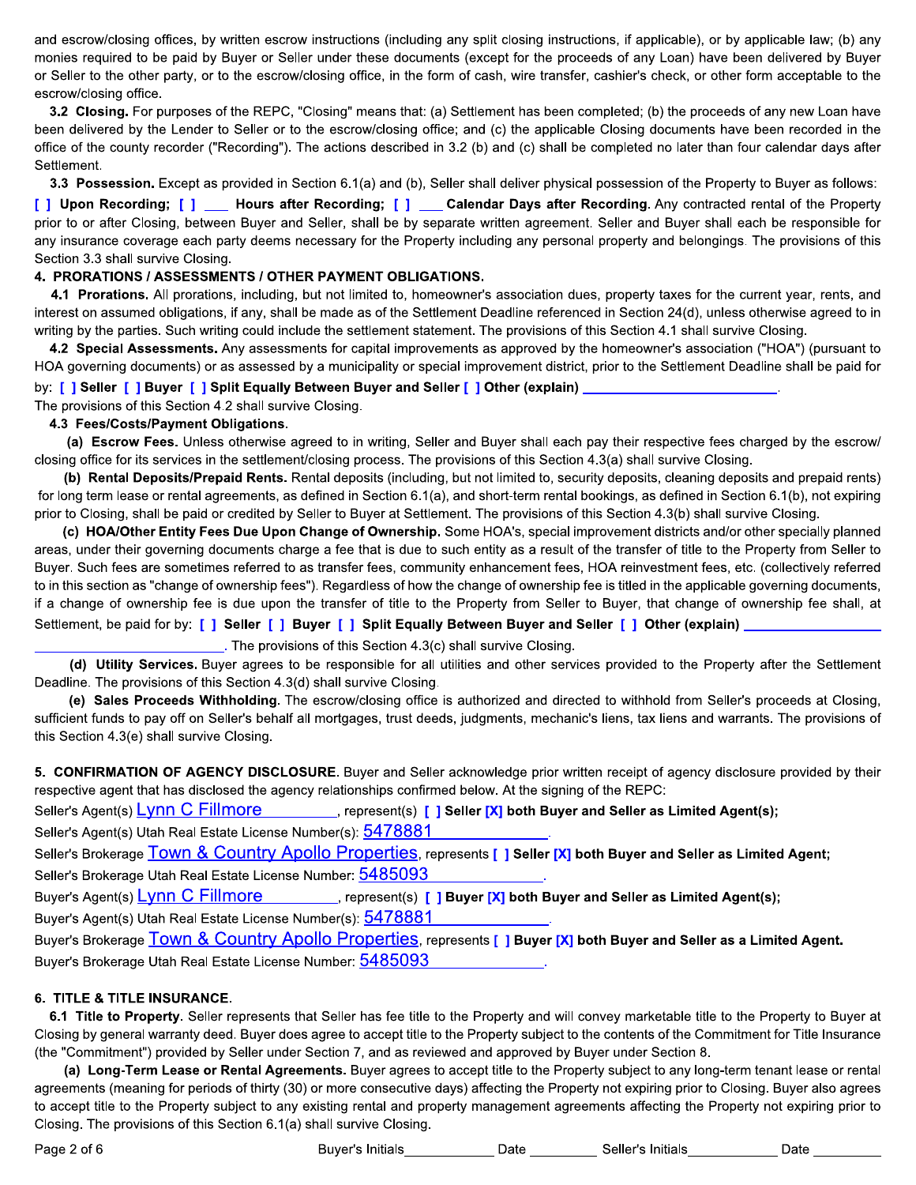and escrow/closing offices, by written escrow instructions (including any split closing instructions, if applicable), or by applicable law; (b) any monies required to be paid by Buyer or Seller under these documents (except for the proceeds of any Loan) have been delivered by Buyer or Seller to the other party, or to the escrow/closing office, in the form of cash, wire transfer, cashier's check, or other form acceptable to the escrow/closing office.

**3.2 Closing.** For purposes of the REPC, "Closing" means that: (a) Settlement has been completed; (b) the proceeds of any new Loan have been delivered by the Lender to Seller or to the escrow/closing office; and (c) the applicable Closing documents have been recorded in the office of the county recorder ("Recording"). The actions described in 3.2 (b) and (c) shall be completed no later than four calendar days after Settlement.

**3.3 Possession.** Except as provided in Section 6.1(a) and (b), Seller shall deliver physical possession of the Property to Buyer as follows: **[ ] Upon Recording; [ ] ___ Hours after Recording; [ ] ___ Calendar Days after Recording.** Any contracted rental of the Property prior to or after Closing, between Buyer and Seller, shall be by separate written agreement. Seller and Buyer shall each be responsible for any insurance coverage each party deems necessary for the Property including any personal property and belongings. The provisions of this Section 3.3 shall survive Closing.

**4. PRORATIONS / ASSESSMENTS / OTHER PAYMENT OBLIGATIONS.**

**4.1 Prorations.** All prorations, including, but not limited to, homeowner's association dues, property taxes for the current year, rents, and interest on assumed obligations, if any, shall be made as of the Settlement Deadline referenced in Section 24(d), unless otherwise agreed to in writing by the parties. Such writing could include the settlement statement. The provisions of this Section 4.1 shall survive Closing.

**4.2 Special Assessments.** Any assessments for capital improvements as approved by the homeowner's association ("HOA") (pursuant to HOA governing documents) or as assessed by a municipality or special improvement district, prior to the Settlement Deadline shall be paid for by: **[ ] Seller [ ] Buyer [ ] Split Equally Between Buyer and Seller [ ] Other (explain)** ________________________.
The provisions of this Section 4.2 shall survive Closing.

**4.3 Fees/Costs/Payment Obligations.**

**(a) Escrow Fees.** Unless otherwise agreed to in writing, Seller and Buyer shall each pay their respective fees charged by the escrow/closing office for its services in the settlement/closing process. The provisions of this Section 4.3(a) shall survive Closing.

**(b) Rental Deposits/Prepaid Rents.** Rental deposits (including, but not limited to, security deposits, cleaning deposits and prepaid rents) for long term lease or rental agreements, as defined in Section 6.1(a), and short-term rental bookings, as defined in Section 6.1(b), not expiring prior to Closing, shall be paid or credited by Seller to Buyer at Settlement. The provisions of this Section 4.3(b) shall survive Closing.

**(c) HOA/Other Entity Fees Due Upon Change of Ownership.** Some HOA's, special improvement districts and/or other specially planned areas, under their governing documents charge a fee that is due to such entity as a result of the transfer of title to the Property from Seller to Buyer. Such fees are sometimes referred to as transfer fees, community enhancement fees, HOA reinvestment fees, etc. (collectively referred to in this section as "change of ownership fees"). Regardless of how the change of ownership fee is titled in the applicable governing documents, if a change of ownership fee is due upon the transfer of title to the Property from Seller to Buyer, that change of ownership fee shall, at Settlement, be paid for by: **[ ] Seller [ ] Buyer [ ] Split Equally Between Buyer and Seller [ ] Other (explain)** ________________________. The provisions of this Section 4.3(c) shall survive Closing.

**(d) Utility Services.** Buyer agrees to be responsible for all utilities and other services provided to the Property after the Settlement Deadline. The provisions of this Section 4.3(d) shall survive Closing.

**(e) Sales Proceeds Withholding.** The escrow/closing office is authorized and directed to withhold from Seller's proceeds at Closing, sufficient funds to pay off on Seller's behalf all mortgages, trust deeds, judgments, mechanic's liens, tax liens and warrants. The provisions of this Section 4.3(e) shall survive Closing.

**5. CONFIRMATION OF AGENCY DISCLOSURE.** Buyer and Seller acknowledge prior written receipt of agency disclosure provided by their respective agent that has disclosed the agency relationships confirmed below. At the signing of the REPC:

Seller's Agent(s) Lynn C Fillmore, represent(s) **[ ] Seller [X] both Buyer and Seller as Limited Agent(s);**
Seller's Agent(s) Utah Real Estate License Number(s): 5478881.
Seller's Brokerage Town & Country Apollo Properties, represents **[ ] Seller [X] both Buyer and Seller as Limited Agent;**
Seller's Brokerage Utah Real Estate License Number: 5485093.
Buyer's Agent(s) Lynn C Fillmore, represent(s) **[ ] Buyer [X] both Buyer and Seller as Limited Agent(s);**
Buyer's Agent(s) Utah Real Estate License Number(s): 5478881.
Buyer's Brokerage Town & Country Apollo Properties, represents **[ ] Buyer [X] both Buyer and Seller as a Limited Agent.**
Buyer's Brokerage Utah Real Estate License Number: 5485093.

**6. TITLE & TITLE INSURANCE.**

**6.1 Title to Property.** Seller represents that Seller has fee title to the Property and will convey marketable title to the Property to Buyer at Closing by general warranty deed. Buyer does agree to accept title to the Property subject to the contents of the Commitment for Title Insurance (the "Commitment") provided by Seller under Section 7, and as reviewed and approved by Buyer under Section 8.

**(a) Long-Term Lease or Rental Agreements.** Buyer agrees to accept title to the Property subject to any long-term tenant lease or rental agreements (meaning for periods of thirty (30) or more consecutive days) affecting the Property not expiring prior to Closing. Buyer also agrees to accept title to the Property subject to any existing rental and property management agreements affecting the Property not expiring prior to Closing. The provisions of this Section 6.1(a) shall survive Closing.

Buyer's Initials ________ Date ________ Seller's Initials ________ Date ________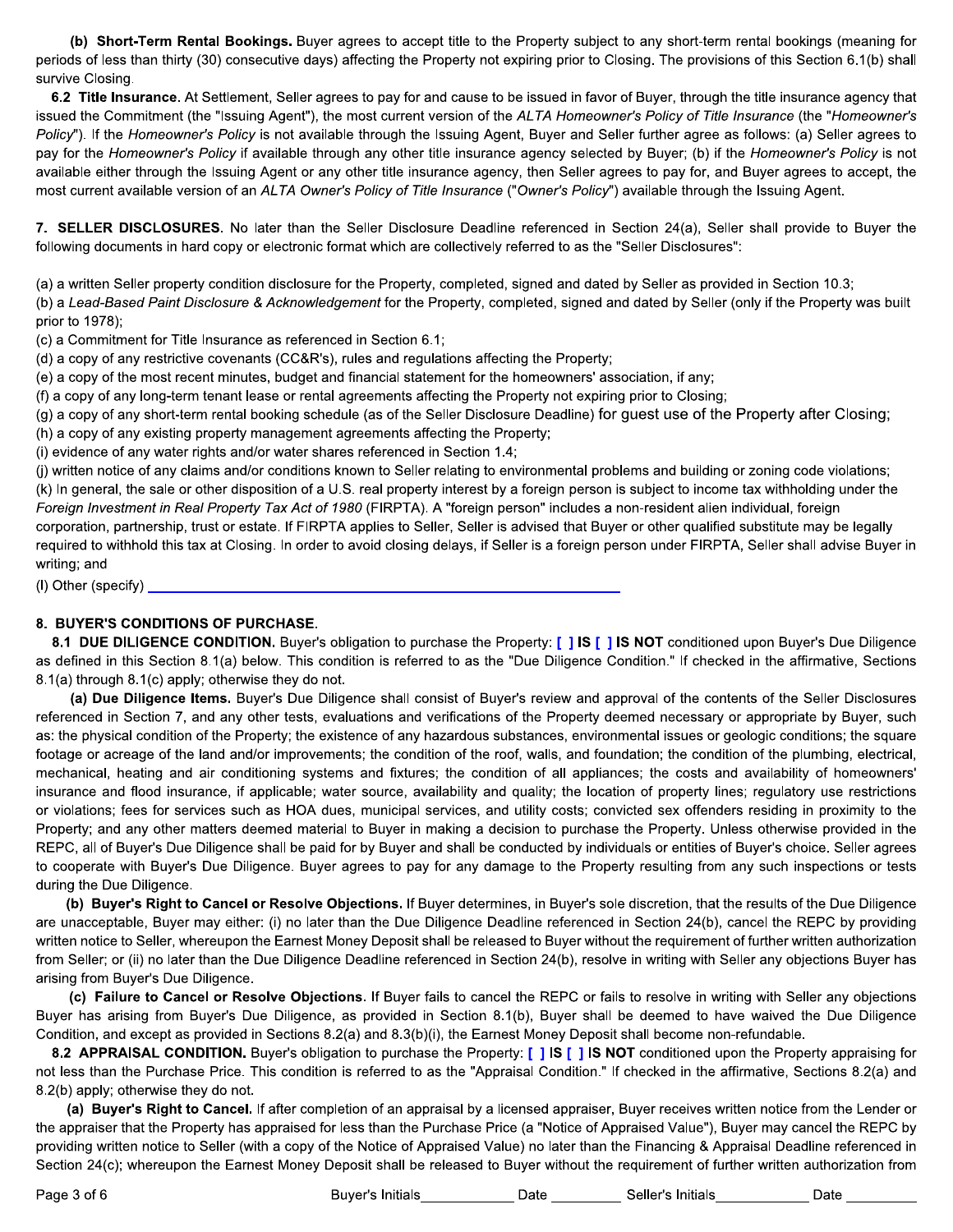**(b) Short-Term Rental Bookings.** Buyer agrees to accept title to the Property subject to any short-term rental bookings (meaning for periods of less than thirty (30) consecutive days) affecting the Property not expiring prior to Closing. The provisions of this Section 6.1(b) shall survive Closing.

**6.2 Title Insurance.** At Settlement, Seller agrees to pay for and cause to be issued in favor of Buyer, through the title insurance agency that issued the Commitment (the "Issuing Agent"), the most current version of the *ALTA Homeowner's Policy of Title Insurance* (the "*Homeowner's Policy*"). If the *Homeowner's Policy* is not available through the Issuing Agent, Buyer and Seller further agree as follows: (a) Seller agrees to pay for the *Homeowner's Policy* if available through any other title insurance agency selected by Buyer; (b) if the *Homeowner's Policy* is not available either through the Issuing Agent or any other title insurance agency, then Seller agrees to pay for, and Buyer agrees to accept, the most current available version of an *ALTA Owner's Policy of Title Insurance* ("*Owner's Policy*") available through the Issuing Agent.

**7. SELLER DISCLOSURES.** No later than the Seller Disclosure Deadline referenced in Section 24(a), Seller shall provide to Buyer the following documents in hard copy or electronic format which are collectively referred to as the "Seller Disclosures":

(a) a written Seller property condition disclosure for the Property, completed, signed and dated by Seller as provided in Section 10.3;
(b) a *Lead-Based Paint Disclosure & Acknowledgement* for the Property, completed, signed and dated by Seller (only if the Property was built prior to 1978);
(c) a Commitment for Title Insurance as referenced in Section 6.1;
(d) a copy of any restrictive covenants (CC&R's), rules and regulations affecting the Property;
(e) a copy of the most recent minutes, budget and financial statement for the homeowners' association, if any;
(f) a copy of any long-term tenant lease or rental agreements affecting the Property not expiring prior to Closing;
(g) a copy of any short-term rental booking schedule (as of the Seller Disclosure Deadline) for guest use of the Property after Closing;
(h) a copy of any existing property management agreements affecting the Property;
(i) evidence of any water rights and/or water shares referenced in Section 1.4;
(j) written notice of any claims and/or conditions known to Seller relating to environmental problems and building or zoning code violations;
(k) In general, the sale or other disposition of a U.S. real property interest by a foreign person is subject to income tax withholding under the *Foreign Investment in Real Property Tax Act of 1980* (FIRPTA). A "foreign person" includes a non-resident alien individual, foreign corporation, partnership, trust or estate. If FIRPTA applies to Seller, Seller is advised that Buyer or other qualified substitute may be legally required to withhold this tax at Closing. In order to avoid closing delays, if Seller is a foreign person under FIRPTA, Seller shall advise Buyer in writing; and
(l) Other (specify) ____________________________________________

**8. BUYER'S CONDITIONS OF PURCHASE.**

**8.1 DUE DILIGENCE CONDITION.** Buyer's obligation to purchase the Property: **[ ] IS [ ] IS NOT** conditioned upon Buyer's Due Diligence as defined in this Section 8.1(a) below. This condition is referred to as the "Due Diligence Condition." If checked in the affirmative, Sections 8.1(a) through 8.1(c) apply; otherwise they do not.

**(a) Due Diligence Items.** Buyer's Due Diligence shall consist of Buyer's review and approval of the contents of the Seller Disclosures referenced in Section 7, and any other tests, evaluations and verifications of the Property deemed necessary or appropriate by Buyer, such as: the physical condition of the Property; the existence of any hazardous substances, environmental issues or geologic conditions; the square footage or acreage of the land and/or improvements; the condition of the roof, walls, and foundation; the condition of the plumbing, electrical, mechanical, heating and air conditioning systems and fixtures; the condition of all appliances; the costs and availability of homeowners' insurance and flood insurance, if applicable; water source, availability and quality; the location of property lines; regulatory use restrictions or violations; fees for services such as HOA dues, municipal services, and utility costs; convicted sex offenders residing in proximity to the Property; and any other matters deemed material to Buyer in making a decision to purchase the Property. Unless otherwise provided in the REPC, all of Buyer's Due Diligence shall be paid for by Buyer and shall be conducted by individuals or entities of Buyer's choice. Seller agrees to cooperate with Buyer's Due Diligence. Buyer agrees to pay for any damage to the Property resulting from any such inspections or tests during the Due Diligence.

**(b) Buyer's Right to Cancel or Resolve Objections.** If Buyer determines, in Buyer's sole discretion, that the results of the Due Diligence are unacceptable, Buyer may either: (i) no later than the Due Diligence Deadline referenced in Section 24(b), cancel the REPC by providing written notice to Seller, whereupon the Earnest Money Deposit shall be released to Buyer without the requirement of further written authorization from Seller; or (ii) no later than the Due Diligence Deadline referenced in Section 24(b), resolve in writing with Seller any objections Buyer has arising from Buyer's Due Diligence.

**(c) Failure to Cancel or Resolve Objections.** If Buyer fails to cancel the REPC or fails to resolve in writing with Seller any objections Buyer has arising from Buyer's Due Diligence, as provided in Section 8.1(b), Buyer shall be deemed to have waived the Due Diligence Condition, and except as provided in Sections 8.2(a) and 8.3(b)(i), the Earnest Money Deposit shall become non-refundable.

**8.2 APPRAISAL CONDITION.** Buyer's obligation to purchase the Property: **[ ] IS [ ] IS NOT** conditioned upon the Property appraising for not less than the Purchase Price. This condition is referred to as the "Appraisal Condition." If checked in the affirmative, Sections 8.2(a) and 8.2(b) apply; otherwise they do not.

**(a) Buyer's Right to Cancel.** If after completion of an appraisal by a licensed appraiser, Buyer receives written notice from the Lender or the appraiser that the Property has appraised for less than the Purchase Price (a "Notice of Appraised Value"), Buyer may cancel the REPC by providing written notice to Seller (with a copy of the Notice of Appraised Value) no later than the Financing & Appraisal Deadline referenced in Section 24(c); whereupon the Earnest Money Deposit shall be released to Buyer without the requirement of further written authorization from

Buyer's Initials____________ Date _________ Seller's Initials____________ Date _________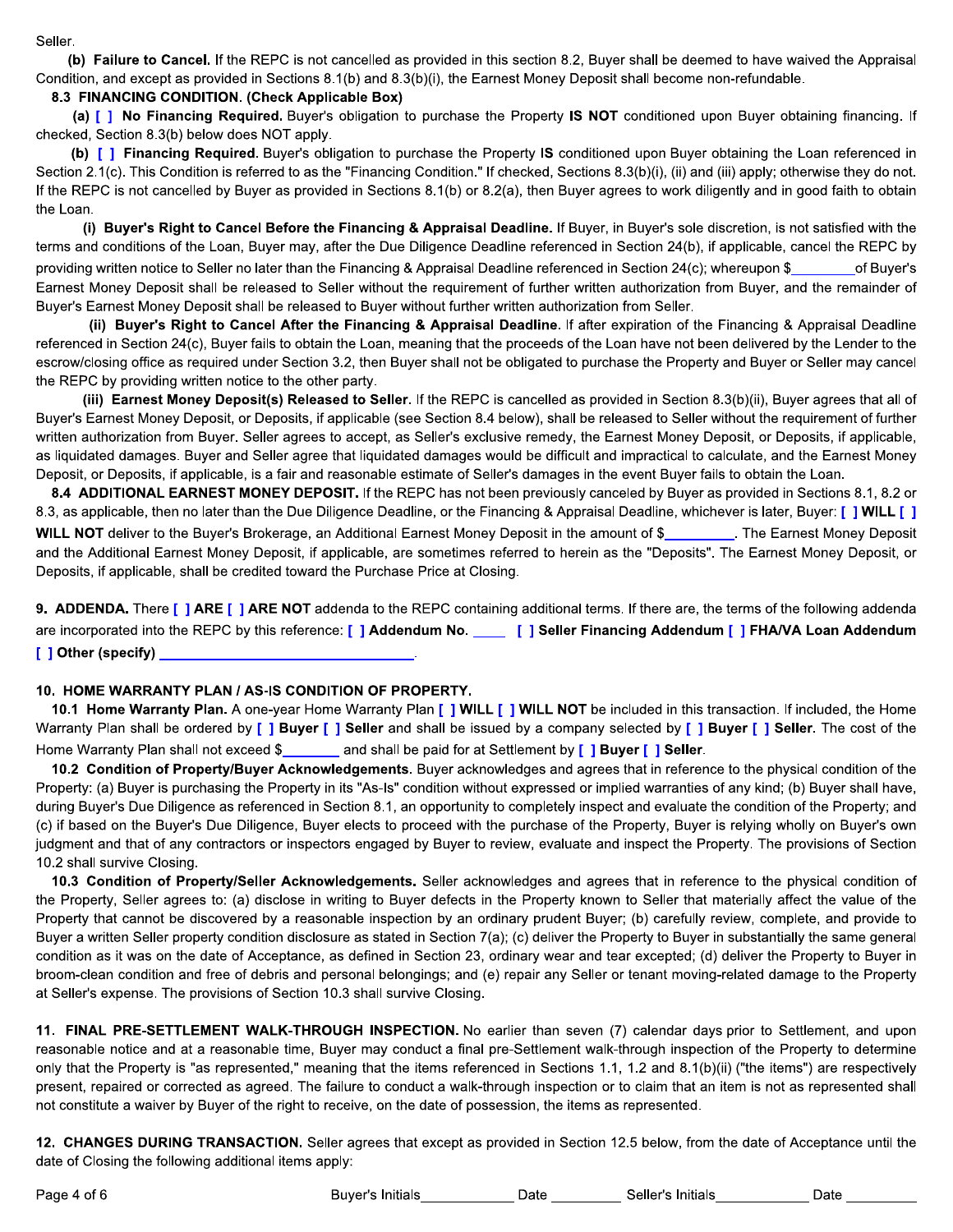Seller.

**(b) Failure to Cancel.** If the REPC is not cancelled as provided in this section 8.2, Buyer shall be deemed to have waived the Appraisal Condition, and except as provided in Sections 8.1(b) and 8.3(b)(i), the Earnest Money Deposit shall become non-refundable.

**8.3 FINANCING CONDITION. (Check Applicable Box)**

**(a) [ ] No Financing Required.** Buyer's obligation to purchase the Property **IS NOT** conditioned upon Buyer obtaining financing. If checked, Section 8.3(b) below does NOT apply.

**(b) [ ] Financing Required.** Buyer's obligation to purchase the Property **IS** conditioned upon Buyer obtaining the Loan referenced in Section 2.1(c). This Condition is referred to as the "Financing Condition." If checked, Sections 8.3(b)(i), (ii) and (iii) apply; otherwise they do not. If the REPC is not cancelled by Buyer as provided in Sections 8.1(b) or 8.2(a), then Buyer agrees to work diligently and in good faith to obtain the Loan.

**(i) Buyer's Right to Cancel Before the Financing & Appraisal Deadline.** If Buyer, in Buyer's sole discretion, is not satisfied with the terms and conditions of the Loan, Buyer may, after the Due Diligence Deadline referenced in Section 24(b), if applicable, cancel the REPC by providing written notice to Seller no later than the Financing & Appraisal Deadline referenced in Section 24(c); whereupon $________ of Buyer's Earnest Money Deposit shall be released to Seller without the requirement of further written authorization from Buyer, and the remainder of Buyer's Earnest Money Deposit shall be released to Buyer without further written authorization from Seller.

**(ii) Buyer's Right to Cancel After the Financing & Appraisal Deadline.** If after expiration of the Financing & Appraisal Deadline referenced in Section 24(c), Buyer fails to obtain the Loan, meaning that the proceeds of the Loan have not been delivered by the Lender to the escrow/closing office as required under Section 3.2, then Buyer shall not be obligated to purchase the Property and Buyer or Seller may cancel the REPC by providing written notice to the other party.

**(iii) Earnest Money Deposit(s) Released to Seller.** If the REPC is cancelled as provided in Section 8.3(b)(ii), Buyer agrees that all of Buyer's Earnest Money Deposit, or Deposits, if applicable (see Section 8.4 below), shall be released to Seller without the requirement of further written authorization from Buyer. Seller agrees to accept, as Seller's exclusive remedy, the Earnest Money Deposit, or Deposits, if applicable, as liquidated damages. Buyer and Seller agree that liquidated damages would be difficult and impractical to calculate, and the Earnest Money Deposit, or Deposits, if applicable, is a fair and reasonable estimate of Seller's damages in the event Buyer fails to obtain the Loan.

**8.4 ADDITIONAL EARNEST MONEY DEPOSIT.** If the REPC has not been previously canceled by Buyer as provided in Sections 8.1, 8.2 or 8.3, as applicable, then no later than the Due Diligence Deadline, or the Financing & Appraisal Deadline, whichever is later, Buyer: **[ ] WILL [ ] WILL NOT** deliver to the Buyer's Brokerage, an Additional Earnest Money Deposit in the amount of $_________. The Earnest Money Deposit and the Additional Earnest Money Deposit, if applicable, are sometimes referred to herein as the "Deposits". The Earnest Money Deposit, or Deposits, if applicable, shall be credited toward the Purchase Price at Closing.

**9. ADDENDA.** There **[ ] ARE [ ] ARE NOT** addenda to the REPC containing additional terms. If there are, the terms of the following addenda are incorporated into the REPC by this reference: **[ ] Addendum No.** ____ **[ ] Seller Financing Addendum [ ] FHA/VA Loan Addendum [ ] Other (specify)** ________________________________.

**10. HOME WARRANTY PLAN / AS-IS CONDITION OF PROPERTY.**

**10.1 Home Warranty Plan.** A one-year Home Warranty Plan **[ ] WILL [ ] WILL NOT** be included in this transaction. If included, the Home Warranty Plan shall be ordered by **[ ] Buyer [ ] Seller** and shall be issued by a company selected by **[ ] Buyer [ ] Seller**. The cost of the Home Warranty Plan shall not exceed $_______ and shall be paid for at Settlement by **[ ] Buyer [ ] Seller**.

**10.2 Condition of Property/Buyer Acknowledgements.** Buyer acknowledges and agrees that in reference to the physical condition of the Property: (a) Buyer is purchasing the Property in its "As-Is" condition without expressed or implied warranties of any kind; (b) Buyer shall have, during Buyer's Due Diligence as referenced in Section 8.1, an opportunity to completely inspect and evaluate the condition of the Property; and (c) if based on the Buyer's Due Diligence, Buyer elects to proceed with the purchase of the Property, Buyer is relying wholly on Buyer's own judgment and that of any contractors or inspectors engaged by Buyer to review, evaluate and inspect the Property. The provisions of Section 10.2 shall survive Closing.

**10.3 Condition of Property/Seller Acknowledgements.** Seller acknowledges and agrees that in reference to the physical condition of the Property, Seller agrees to: (a) disclose in writing to Buyer defects in the Property known to Seller that materially affect the value of the Property that cannot be discovered by a reasonable inspection by an ordinary prudent Buyer; (b) carefully review, complete, and provide to Buyer a written Seller property condition disclosure as stated in Section 7(a); (c) deliver the Property to Buyer in substantially the same general condition as it was on the date of Acceptance, as defined in Section 23, ordinary wear and tear excepted; (d) deliver the Property to Buyer in broom-clean condition and free of debris and personal belongings; and (e) repair any Seller or tenant moving-related damage to the Property at Seller's expense. The provisions of Section 10.3 shall survive Closing.

**11. FINAL PRE-SETTLEMENT WALK-THROUGH INSPECTION.** No earlier than seven (7) calendar days prior to Settlement, and upon reasonable notice and at a reasonable time, Buyer may conduct a final pre-Settlement walk-through inspection of the Property to determine only that the Property is "as represented," meaning that the items referenced in Sections 1.1, 1.2 and 8.1(b)(ii) ("the items") are respectively present, repaired or corrected as agreed. The failure to conduct a walk-through inspection or to claim that an item is not as represented shall not constitute a waiver by Buyer of the right to receive, on the date of possession, the items as represented.

**12. CHANGES DURING TRANSACTION.** Seller agrees that except as provided in Section 12.5 below, from the date of Acceptance until the date of Closing the following additional items apply:

Buyer's Initials____________ Date _________ Seller's Initials____________ Date _________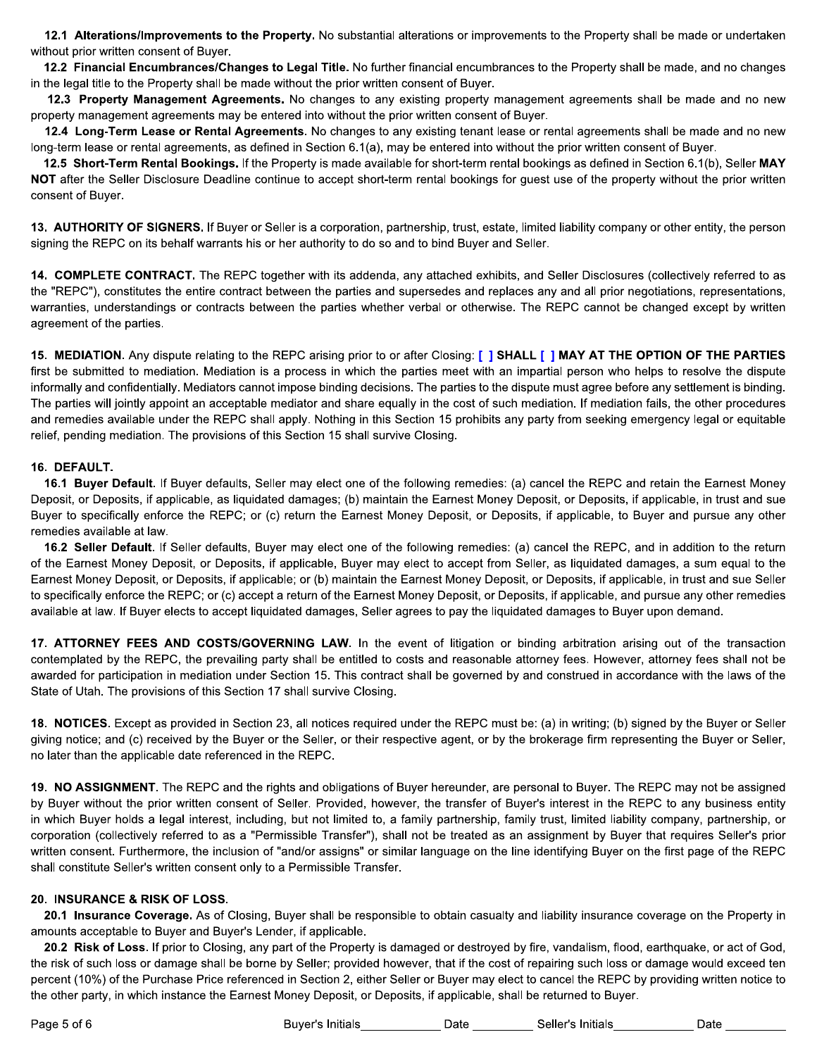**12.1 Alterations/Improvements to the Property.** No substantial alterations or improvements to the Property shall be made or undertaken without prior written consent of Buyer.

**12.2 Financial Encumbrances/Changes to Legal Title.** No further financial encumbrances to the Property shall be made, and no changes in the legal title to the Property shall be made without the prior written consent of Buyer.

**12.3 Property Management Agreements.** No changes to any existing property management agreements shall be made and no new property management agreements may be entered into without the prior written consent of Buyer.

**12.4 Long-Term Lease or Rental Agreements.** No changes to any existing tenant lease or rental agreements shall be made and no new long-term lease or rental agreements, as defined in Section 6.1(a), may be entered into without the prior written consent of Buyer.

**12.5 Short-Term Rental Bookings.** If the Property is made available for short-term rental bookings as defined in Section 6.1(b), Seller **MAY NOT** after the Seller Disclosure Deadline continue to accept short-term rental bookings for guest use of the property without the prior written consent of Buyer.

**13. AUTHORITY OF SIGNERS.** If Buyer or Seller is a corporation, partnership, trust, estate, limited liability company or other entity, the person signing the REPC on its behalf warrants his or her authority to do so and to bind Buyer and Seller.

**14. COMPLETE CONTRACT.** The REPC together with its addenda, any attached exhibits, and Seller Disclosures (collectively referred to as the "REPC"), constitutes the entire contract between the parties and supersedes and replaces any and all prior negotiations, representations, warranties, understandings or contracts between the parties whether verbal or otherwise. The REPC cannot be changed except by written agreement of the parties.

**15. MEDIATION.** Any dispute relating to the REPC arising prior to or after Closing: **[ ] SHALL [ ] MAY AT THE OPTION OF THE PARTIES** first be submitted to mediation. Mediation is a process in which the parties meet with an impartial person who helps to resolve the dispute informally and confidentially. Mediators cannot impose binding decisions. The parties to the dispute must agree before any settlement is binding. The parties will jointly appoint an acceptable mediator and share equally in the cost of such mediation. If mediation fails, the other procedures and remedies available under the REPC shall apply. Nothing in this Section 15 prohibits any party from seeking emergency legal or equitable relief, pending mediation. The provisions of this Section 15 shall survive Closing.

**16. DEFAULT.**

**16.1 Buyer Default.** If Buyer defaults, Seller may elect one of the following remedies: (a) cancel the REPC and retain the Earnest Money Deposit, or Deposits, if applicable, as liquidated damages; (b) maintain the Earnest Money Deposit, or Deposits, if applicable, in trust and sue Buyer to specifically enforce the REPC; or (c) return the Earnest Money Deposit, or Deposits, if applicable, to Buyer and pursue any other remedies available at law.

**16.2 Seller Default.** If Seller defaults, Buyer may elect one of the following remedies: (a) cancel the REPC, and in addition to the return of the Earnest Money Deposit, or Deposits, if applicable, Buyer may elect to accept from Seller, as liquidated damages, a sum equal to the Earnest Money Deposit, or Deposits, if applicable; or (b) maintain the Earnest Money Deposit, or Deposits, if applicable, in trust and sue Seller to specifically enforce the REPC; or (c) accept a return of the Earnest Money Deposit, or Deposits, if applicable, and pursue any other remedies available at law. If Buyer elects to accept liquidated damages, Seller agrees to pay the liquidated damages to Buyer upon demand.

**17. ATTORNEY FEES AND COSTS/GOVERNING LAW.** In the event of litigation or binding arbitration arising out of the transaction contemplated by the REPC, the prevailing party shall be entitled to costs and reasonable attorney fees. However, attorney fees shall not be awarded for participation in mediation under Section 15. This contract shall be governed by and construed in accordance with the laws of the State of Utah. The provisions of this Section 17 shall survive Closing.

**18. NOTICES.** Except as provided in Section 23, all notices required under the REPC must be: (a) in writing; (b) signed by the Buyer or Seller giving notice; and (c) received by the Buyer or the Seller, or their respective agent, or by the brokerage firm representing the Buyer or Seller, no later than the applicable date referenced in the REPC.

**19. NO ASSIGNMENT.** The REPC and the rights and obligations of Buyer hereunder, are personal to Buyer. The REPC may not be assigned by Buyer without the prior written consent of Seller. Provided, however, the transfer of Buyer's interest in the REPC to any business entity in which Buyer holds a legal interest, including, but not limited to, a family partnership, family trust, limited liability company, partnership, or corporation (collectively referred to as a "Permissible Transfer"), shall not be treated as an assignment by Buyer that requires Seller's prior written consent. Furthermore, the inclusion of "and/or assigns" or similar language on the line identifying Buyer on the first page of the REPC shall constitute Seller's written consent only to a Permissible Transfer.

**20. INSURANCE & RISK OF LOSS.**

**20.1 Insurance Coverage.** As of Closing, Buyer shall be responsible to obtain casualty and liability insurance coverage on the Property in amounts acceptable to Buyer and Buyer's Lender, if applicable.

**20.2 Risk of Loss.** If prior to Closing, any part of the Property is damaged or destroyed by fire, vandalism, flood, earthquake, or act of God, the risk of such loss or damage shall be borne by Seller; provided however, that if the cost of repairing such loss or damage would exceed ten percent (10%) of the Purchase Price referenced in Section 2, either Seller or Buyer may elect to cancel the REPC by providing written notice to the other party, in which instance the Earnest Money Deposit, or Deposits, if applicable, shall be returned to Buyer.

Buyer's Initials____________ Date _________ Seller's Initials____________ Date _________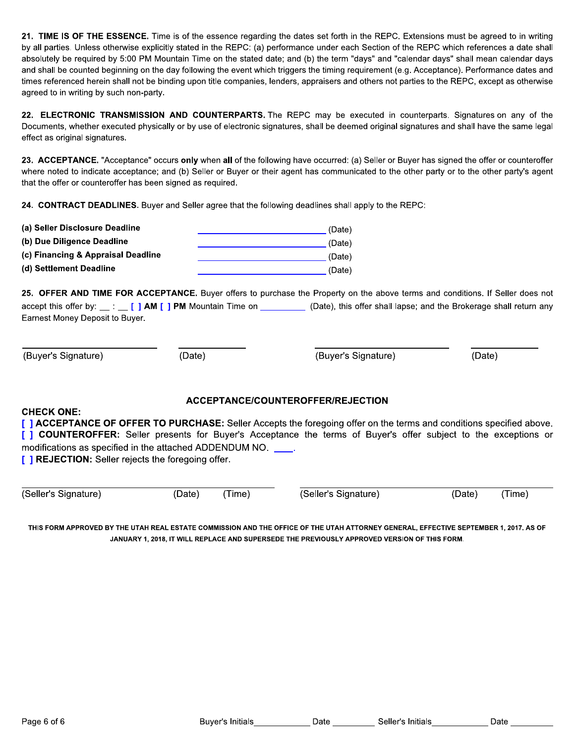**21. TIME IS OF THE ESSENCE.** Time is of the essence regarding the dates set forth in the REPC. Extensions must be agreed to in writing by all parties. Unless otherwise explicitly stated in the REPC: (a) performance under each Section of the REPC which references a date shall absolutely be required by 5:00 PM Mountain Time on the stated date; and (b) the term "days" and "calendar days" shall mean calendar days and shall be counted beginning on the day following the event which triggers the timing requirement (e.g. Acceptance). Performance dates and times referenced herein shall not be binding upon title companies, lenders, appraisers and others not parties to the REPC, except as otherwise agreed to in writing by such non-party.

**22. ELECTRONIC TRANSMISSION AND COUNTERPARTS.** The REPC may be executed in counterparts. Signatures on any of the Documents, whether executed physically or by use of electronic signatures, shall be deemed original signatures and shall have the same legal effect as original signatures.

**23. ACCEPTANCE.** "Acceptance" occurs **only** when **all** of the following have occurred: (a) Seller or Buyer has signed the offer or counteroffer where noted to indicate acceptance; and (b) Seller or Buyer or their agent has communicated to the other party or to the other party's agent that the offer or counteroffer has been signed as required.

**24. CONTRACT DEADLINES.** Buyer and Seller agree that the following deadlines shall apply to the REPC:

**(a) Seller Disclosure Deadline** ____________________ (Date)
**(b) Due Diligence Deadline** ____________________ (Date)
**(c) Financing & Appraisal Deadline** ____________________ (Date)
**(d) Settlement Deadline** ____________________ (Date)

**25. OFFER AND TIME FOR ACCEPTANCE.** Buyer offers to purchase the Property on the above terms and conditions. If Seller does not accept this offer by: __ : __ [ ] AM [ ] PM Mountain Time on _________ (Date), this offer shall lapse; and the Brokerage shall return any Earnest Money Deposit to Buyer.

____________________ ____________ ____________________ ____________
(Buyer's Signature) (Date) (Buyer's Signature) (Date)

## ACCEPTANCE/COUNTEROFFER/REJECTION

**CHECK ONE:**

[ ] **ACCEPTANCE OF OFFER TO PURCHASE:** Seller Accepts the foregoing offer on the terms and conditions specified above.

[ ] **COUNTEROFFER:** Seller presents for Buyer's Acceptance the terms of Buyer's offer subject to the exceptions or modifications as specified in the attached ADDENDUM NO. ____.

[ ] **REJECTION:** Seller rejects the foregoing offer.

____________________________________ ____________________________________
(Seller's Signature) (Date) (Time) (Seller's Signature) (Date) (Time)

THIS FORM APPROVED BY THE UTAH REAL ESTATE COMMISSION AND THE OFFICE OF THE UTAH ATTORNEY GENERAL, EFFECTIVE SEPTEMBER 1, 2017. AS OF JANUARY 1, 2018, IT WILL REPLACE AND SUPERSEDE THE PREVIOUSLY APPROVED VERSION OF THIS FORM.

Buyer's Initials__________ Date ________ Seller's Initials__________ Date ________